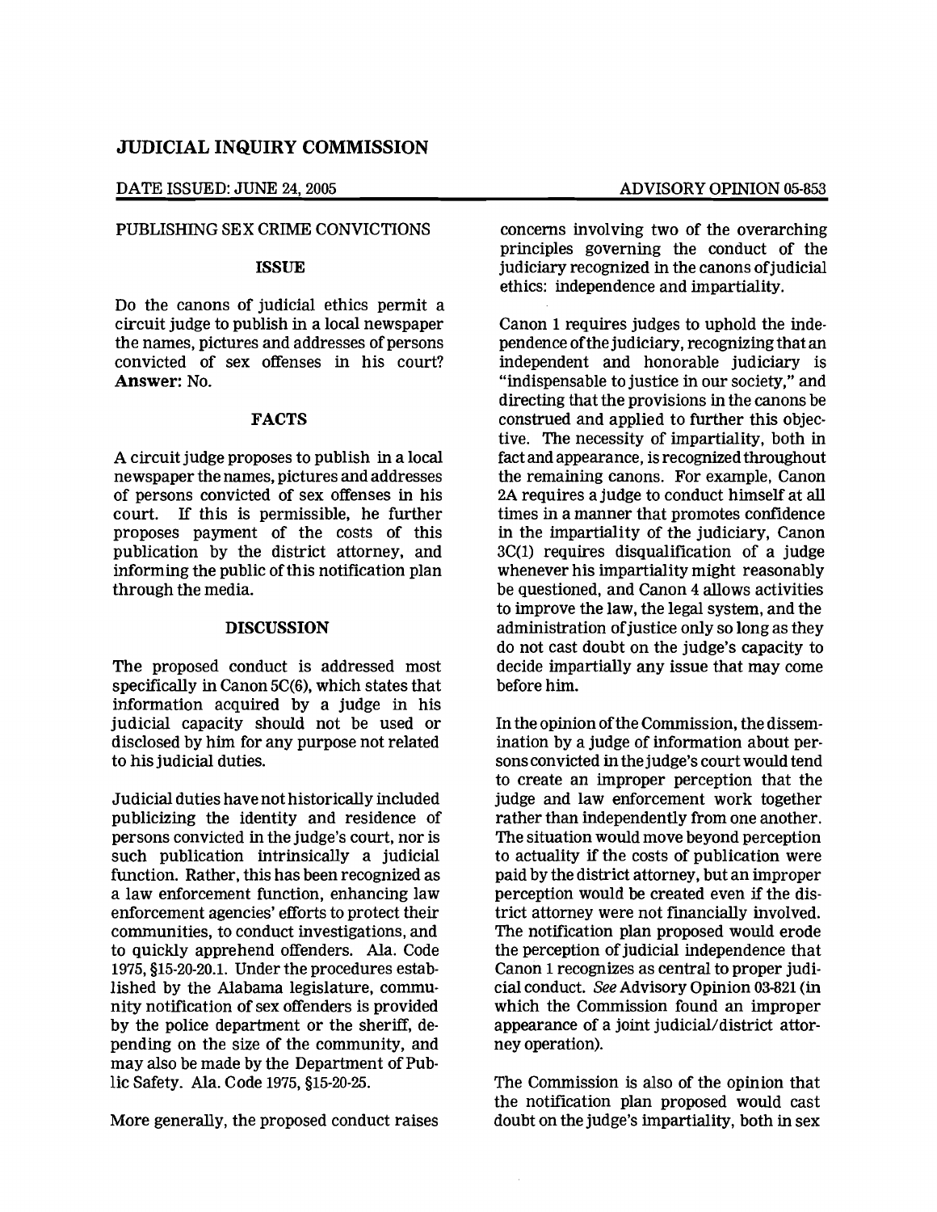## JUDICIAL INQUIRY COMMISSION

DATE ISSUED: JUNE 24, 2005 ADVISORY OPINION 05-853

### PUBLISHING SEX CRIME CONVICTIONS

#### ISSUE

Do the canons of judicial ethics permit a circuit judge to publish in a local newspaper the names, pictures and addresses of persons convicted of sex offenses in his court? **Answer:** No.

#### FACTS

A circuit judge proposes to publish in a local newspaper the names, pictures and addresses of persons convicted of sex offenses in his court. If this is permissible, he further proposes payment of the costs of this publication by the district attorney, and informing the public of this notification plan through the media.

#### DISCUSSION

The proposed conduct is addressed most specifically in Canon 5C(6), which states that information acquired by a judge in his judicial capacity should not be used or disclosed by him for any purpose not related to his judicial duties.

Judicial duties have not historically included publicizing the identity and residence of persons convicted in the judge's court, nor is such publication intrinsically a judicial function. Rather, this has been recognized as a law enforcement function, enhancing law enforcement agencies' efforts to protect their communities, to conduct investigations, and to quickly apprehend offenders. Ala. Code 1975, §15-20-20.1. Under the procedures established by the Alabama legislature, community notification of sex offenders is provided by the police department or the sheriff, depending on the size of the community, and may also be made by the Department of Public Safety. Ala. Code 1975, §15-20-25.

More generally, the proposed conduct raises concerns involving two of the overarching principles governing the conduct of the judiciary recognized in the canons of judicial ethics: independence and impartiality.

Canon 1 requires judges to uphold the independence of the judiciary, recognizing that an independent and honorable judiciary is "indispensable to justice in our society," and directing that the provisions in the canons be construed and applied to further this objective. The necessity of impartiality, both in fact and appearance, is recognized throughout the remaining canons. For example, Canon 2A requires a judge to conduct himself at all times in a manner that promotes confidence in the impartiality of the judiciary, Canon 3C(1) requires disqualification of a judge whenever his impartiality might reasonably be questioned, and Canon 4 allows activities to improve the law, the legal system, and the administration of justice only so long as they do not cast doubt on the judge's capacity to decide impartially any issue that may come before him.

In the opinion of the Commission, the dissemination by a judge of information about persons convicted in the judge's court would tend to create an improper perception that the judge and law enforcement work together rather than independently from one another. The situation would move beyond perception to actuality if the costs of publication were paid by the district attorney, but an improper perception would be created even if the district attorney were not financially involved. The notification plan proposed would erode the perception of judicial independence that Canon 1 recognizes as central to proper judicial conduct. *See* Advisory Opinion 03-821 (in which the Commission found an improper appearance of a joint judicial/district attorney operation).

The Commission is also of the opinion that the notification plan proposed would cast doubt on the judge's impartiality, both in sex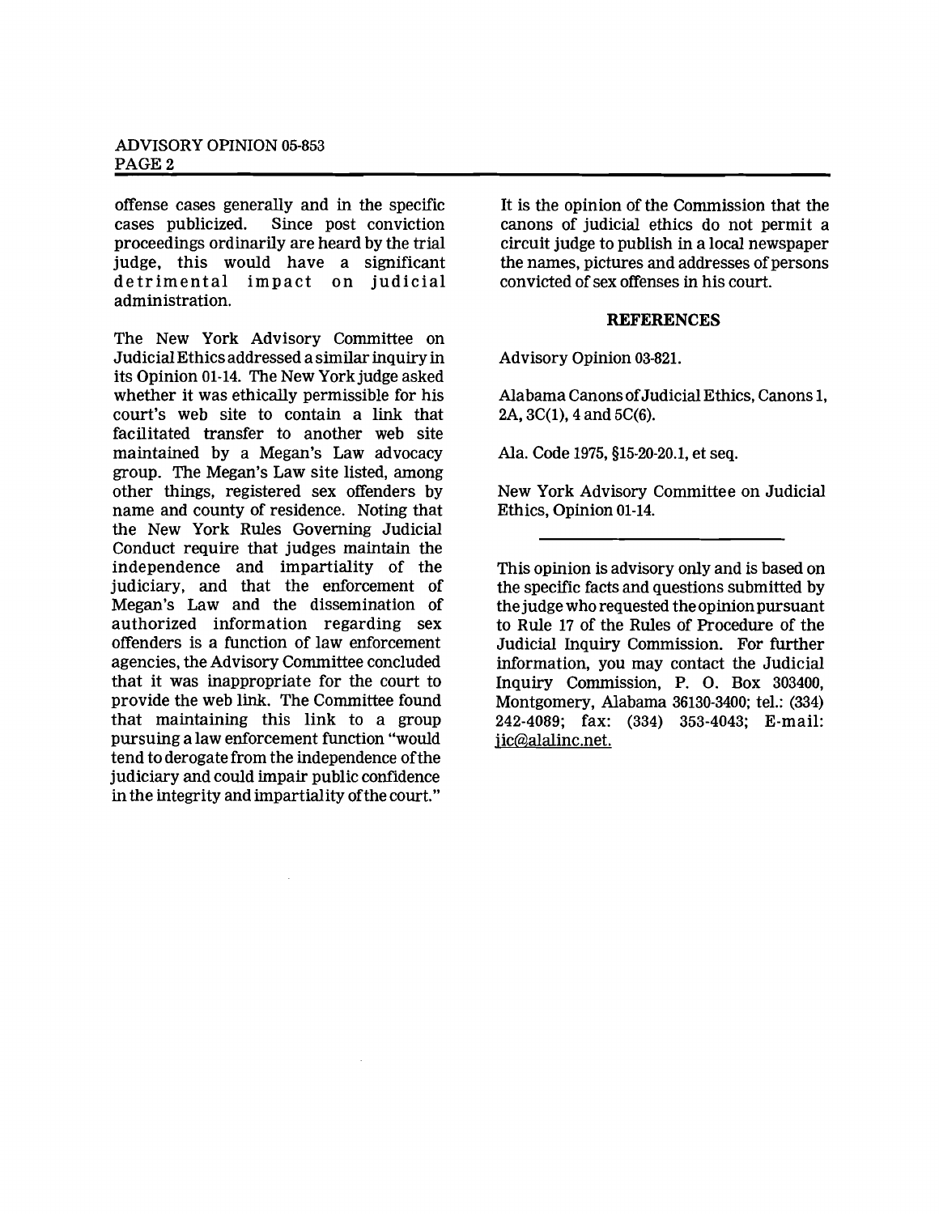offense cases generally and in the specific cases publicized. Since post conviction proceedings ordinarily are heard by the trial judge, this would have a significant detrimental impact on judicial administration.

The New York Advisory Committee on Judicial Ethics addressed a similar inquiry in its Opinion 01-14. The New York judge asked whether it was ethically permissible for his court's web site to contain a link that facilitated transfer to another web site maintained by a Megan's Law advocacy group. The Megan's Law site listed, among other things, registered sex offenders by name and county of residence. Noting that the New York Rules Governing Judicial Conduct require that judges maintain the independence and impartiality of the judiciary, and that the enforcement of Megan's Law and the dissemination of authorized information regarding sex offenders is a function of law enforcement agencies, the Advisory Committee concluded that it was inappropriate for the court to provide the web link. The Committee found that maintaining this link to a group pursuing a law enforcement function "would tend to derogate from the independence of the judiciary and could impair public confidence in the integrity and impartiality of the court."

It is the opinion of the Commission that the canons of judicial ethics do not permit a circuit judge to publish in a local newspaper the names, pictures and addresses of persons convicted of sex offenses in his court.

## REFERENCES

Advisory Opinion 03-821.

Alabama Canons of Judicial Ethics, Canons 1, 2A, 3C(1), 4 and 5C(6).

Ala. Code 1975, §15-20-20.1, et seq.

New York Advisory Committee on Judicial Ethics, Opinion 01-14.

---

This opinion is advisory only and is based on the specific facts and questions submitted by the judge who requested the opinion pursuant to Rule 17 of the Rules of Procedure of the Judicial Inquiry Commission. For further information, you may contact the Judicial Inquiry Commission, P. O. Box 303400, Montgomery, Alabama 36130-3400; tel.: (334) 242-4089; fax: (334) 353-4043; E-mail: jic@alalinc.net.